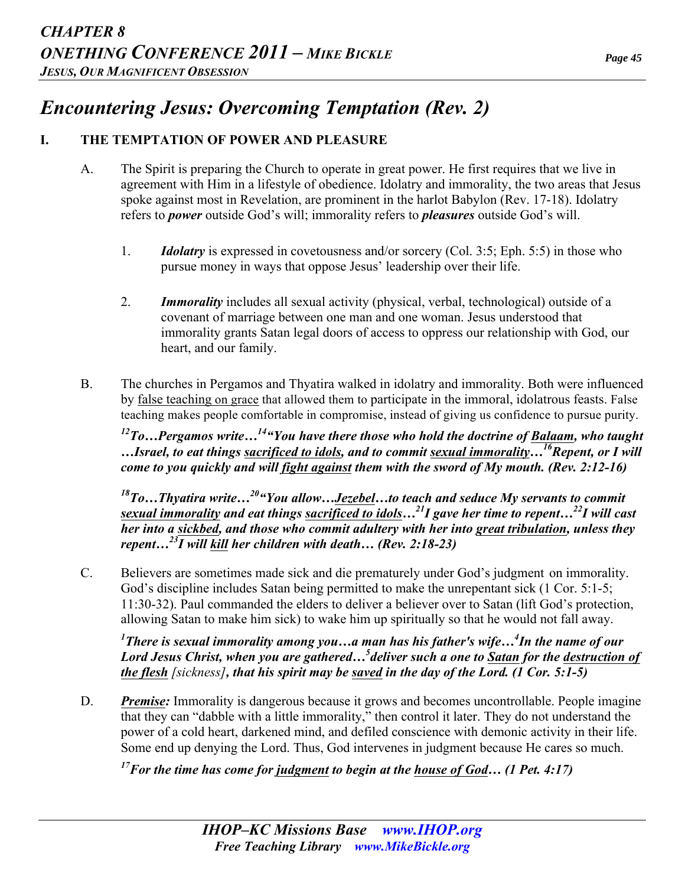# *Encountering Jesus: Overcoming Temptation (Rev. 2)*

## I. THE TEMPTATION OF POWER AND PLEASURE

A. The Spirit is preparing the Church to operate in great power. He first requires that we live in agreement with Him in a lifestyle of obedience. Idolatry and immorality, the two areas that Jesus spoke against most in Revelation, are prominent in the harlot Babylon (Rev. 17-18). Idolatry refers to ***power*** outside God's will; immorality refers to ***pleasures*** outside God's will.

1. ***Idolatry*** is expressed in covetousness and/or sorcery (Col. 3:5; Eph. 5:5) in those who pursue money in ways that oppose Jesus' leadership over their life.

2. ***Immorality*** includes all sexual activity (physical, verbal, technological) outside of a covenant of marriage between one man and one woman. Jesus understood that immorality grants Satan legal doors of access to oppress our relationship with God, our heart, and our family.

B. The churches in Pergamos and Thyatira walked in idolatry and immorality. Both were influenced by <u>false teaching on grace</u> that allowed them to participate in the immoral, idolatrous feasts. False teaching makes people comfortable in compromise, instead of giving us confidence to pursue purity.

***[12]To…Pergamos write…[14]"You have there those who hold the doctrine of <u>Balaam</u>, who taught …Israel, to eat things <u>sacrificed to idols</u>, and to commit <u>sexual immorality</u>…[16]Repent, or I will come to you quickly and will <u>fight against</u> them with the sword of My mouth. (Rev. 2:12-16)***

***[18]To…Thyatira write…[20]"You allow…<u>Jezebel</u>…to teach and seduce My servants to commit <u>sexual immorality</u> and eat things <u>sacrificed to idols</u>…[21]I gave her time to repent…[22]I will cast her into a <u>sickbed</u>, and those who commit adultery with her into <u>great tribulation</u>, unless they repent…[23]I will <u>kill</u> her children with death… (Rev. 2:18-23)***

C. Believers are sometimes made sick and die prematurely under God's judgment on immorality. God's discipline includes Satan being permitted to make the unrepentant sick (1 Cor. 5:1-5; 11:30-32). Paul commanded the elders to deliver a believer over to Satan (lift God's protection, allowing Satan to make him sick) to wake him up spiritually so that he would not fall away.

***[1]There is sexual immorality among you…a man has his father's wife…[4]In the name of our Lord Jesus Christ, when you are gathered…[5]deliver such a one to <u>Satan</u> for the <u>destruction of the flesh</u>*** *[sickness]*, ***that his spirit may be <u>saved</u> in the day of the Lord. (1 Cor. 5:1-5)***

D. ***<u>Premise:</u>*** Immorality is dangerous because it grows and becomes uncontrollable. People imagine that they can "dabble with a little immorality," then control it later. They do not understand the power of a cold heart, darkened mind, and defiled conscience with demonic activity in their life. Some end up denying the Lord. Thus, God intervenes in judgment because He cares so much.

***[17]For the time has come for <u>judgment</u> to begin at the <u>house of God</u>… (1 Pet. 4:17)***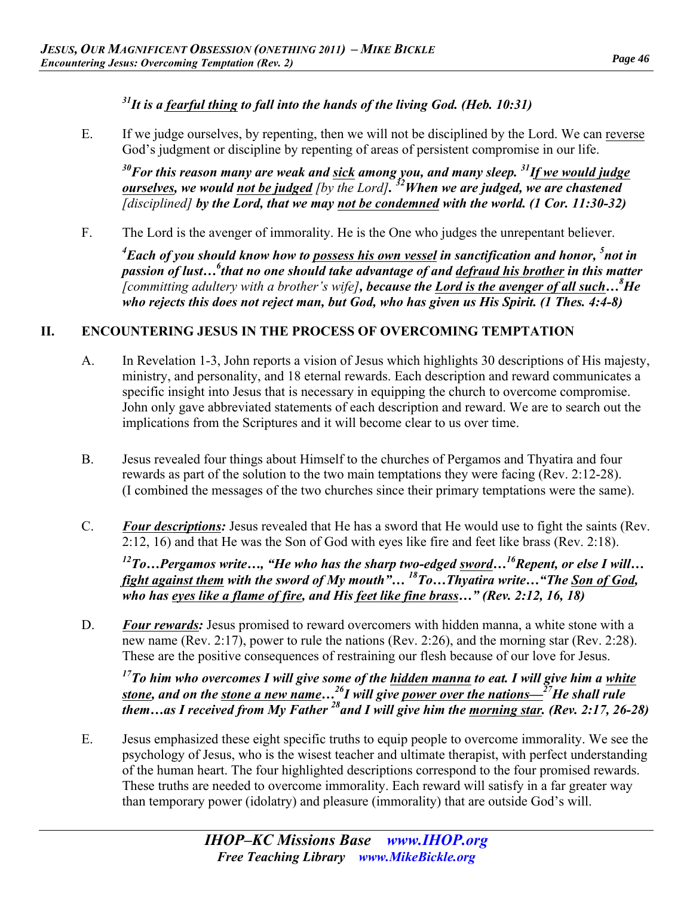***[31]It is a fearful thing to fall into the hands of the living God. (Heb. 10:31)***

E. If we judge ourselves, by repenting, then we will not be disciplined by the Lord. We can reverse God's judgment or discipline by repenting of areas of persistent compromise in our life.

***[30]For this reason many are weak and sick among you, and many sleep. [31]If we would judge ourselves, we would not be judged*** *[by the Lord]****. [32]When we are judged, we are chastened*** *[disciplined]* ***by the Lord, that we may not be condemned with the world. (1 Cor. 11:30-32)***

F. The Lord is the avenger of immorality. He is the One who judges the unrepentant believer.

***[4]Each of you should know how to possess his own vessel in sanctification and honor, [5]not in passion of lust…[6]that no one should take advantage of and defraud his brother in this matter*** *[committing adultery with a brother's wife]****, because the Lord is the avenger of all such…[8]He who rejects this does not reject man, but God, who has given us His Spirit. (1 Thes. 4:4-8)***

## II. ENCOUNTERING JESUS IN THE PROCESS OF OVERCOMING TEMPTATION

A. In Revelation 1-3, John reports a vision of Jesus which highlights 30 descriptions of His majesty, ministry, and personality, and 18 eternal rewards. Each description and reward communicates a specific insight into Jesus that is necessary in equipping the church to overcome compromise. John only gave abbreviated statements of each description and reward. We are to search out the implications from the Scriptures and it will become clear to us over time.

B. Jesus revealed four things about Himself to the churches of Pergamos and Thyatira and four rewards as part of the solution to the two main temptations they were facing (Rev. 2:12-28). (I combined the messages of the two churches since their primary temptations were the same).

C. ***Four descriptions:*** Jesus revealed that He has a sword that He would use to fight the saints (Rev. 2:12, 16) and that He was the Son of God with eyes like fire and feet like brass (Rev. 2:18).

***[12]To…Pergamos write…, "He who has the sharp two-edged sword…[16]Repent, or else I will… fight against them with the sword of My mouth"… [18]To…Thyatira write…"The Son of God, who has eyes like a flame of fire, and His feet like fine brass…" (Rev. 2:12, 16, 18)***

D. ***Four rewards:*** Jesus promised to reward overcomers with hidden manna, a white stone with a new name (Rev. 2:17), power to rule the nations (Rev. 2:26), and the morning star (Rev. 2:28). These are the positive consequences of restraining our flesh because of our love for Jesus.

***[17]To him who overcomes I will give some of the hidden manna to eat. I will give him a white stone, and on the stone a new name…[26]I will give power over the nations—[27]He shall rule them…as I received from My Father [28]and I will give him the morning star. (Rev. 2:17, 26-28)***

E. Jesus emphasized these eight specific truths to equip people to overcome immorality. We see the psychology of Jesus, who is the wisest teacher and ultimate therapist, with perfect understanding of the human heart. The four highlighted descriptions correspond to the four promised rewards. These truths are needed to overcome immorality. Each reward will satisfy in a far greater way than temporary power (idolatry) and pleasure (immorality) that are outside God's will.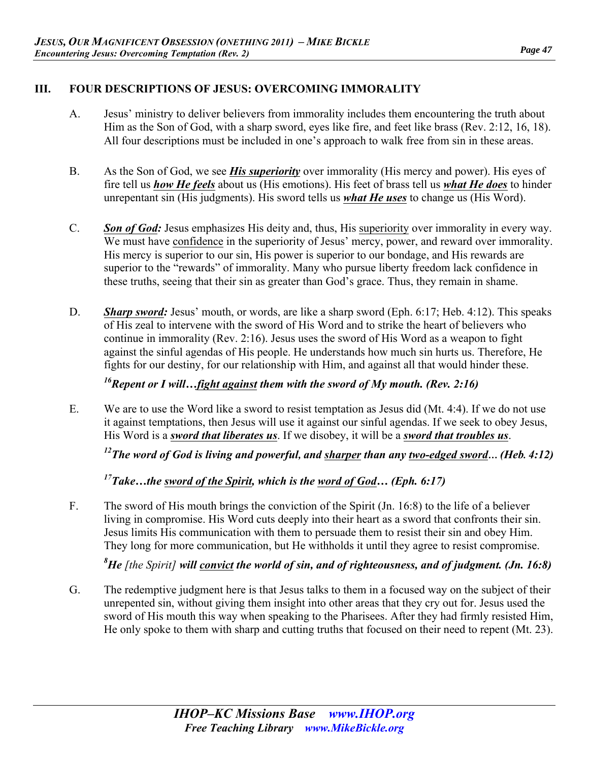## III. FOUR DESCRIPTIONS OF JESUS: OVERCOMING IMMORALITY

A. Jesus' ministry to deliver believers from immorality includes them encountering the truth about Him as the Son of God, with a sharp sword, eyes like fire, and feet like brass (Rev. 2:12, 16, 18). All four descriptions must be included in one's approach to walk free from sin in these areas.

B. As the Son of God, we see ***His superiority*** over immorality (His mercy and power). His eyes of fire tell us ***how He feels*** about us (His emotions). His feet of brass tell us ***what He does*** to hinder unrepentant sin (His judgments). His sword tells us ***what He uses*** to change us (His Word).

C. ***Son of God:*** Jesus emphasizes His deity and, thus, His superiority over immorality in every way. We must have confidence in the superiority of Jesus' mercy, power, and reward over immorality. His mercy is superior to our sin, His power is superior to our bondage, and His rewards are superior to the "rewards" of immorality. Many who pursue liberty freedom lack confidence in these truths, seeing that their sin as greater than God's grace. Thus, they remain in shame.

D. ***Sharp sword:*** Jesus' mouth, or words, are like a sharp sword (Eph. 6:17; Heb. 4:12). This speaks of His zeal to intervene with the sword of His Word and to strike the heart of believers who continue in immorality (Rev. 2:16). Jesus uses the sword of His Word as a weapon to fight against the sinful agendas of His people. He understands how much sin hurts us. Therefore, He fights for our destiny, for our relationship with Him, and against all that would hinder these.

***[16]Repent or I will…fight against them with the sword of My mouth. (Rev. 2:16)***

E. We are to use the Word like a sword to resist temptation as Jesus did (Mt. 4:4). If we do not use it against temptations, then Jesus will use it against our sinful agendas. If we seek to obey Jesus, His Word is a ***sword that liberates us***. If we disobey, it will be a ***sword that troubles us***.

***[12]The word of God is living and powerful, and sharper than any two-edged sword… (Heb. 4:12)***

***[17]Take…the sword of the Spirit, which is the word of God… (Eph. 6:17)***

F. The sword of His mouth brings the conviction of the Spirit (Jn. 16:8) to the life of a believer living in compromise. His Word cuts deeply into their heart as a sword that confronts their sin. Jesus limits His communication with them to persuade them to resist their sin and obey Him. They long for more communication, but He withholds it until they agree to resist compromise.

***[8]He** [the Spirit] **will convict the world of sin, and of righteousness, and of judgment. (Jn. 16:8)***

G. The redemptive judgment here is that Jesus talks to them in a focused way on the subject of their unrepented sin, without giving them insight into other areas that they cry out for. Jesus used the sword of His mouth this way when speaking to the Pharisees. After they had firmly resisted Him, He only spoke to them with sharp and cutting truths that focused on their need to repent (Mt. 23).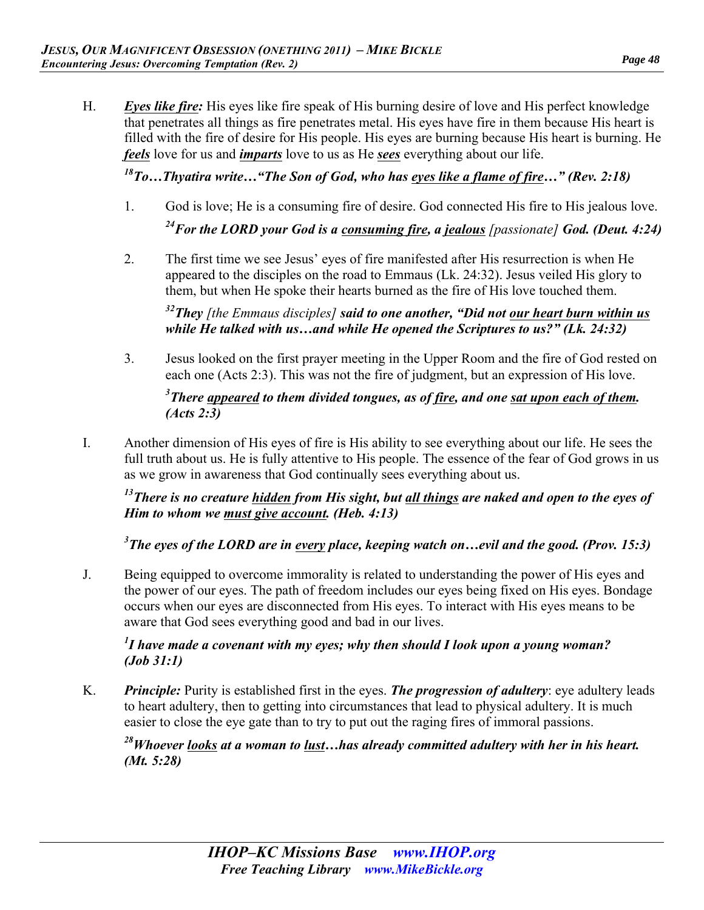H. ***Eyes like fire:*** His eyes like fire speak of His burning desire of love and His perfect knowledge that penetrates all things as fire penetrates metal. His eyes have fire in them because His heart is filled with the fire of desire for His people. His eyes are burning because His heart is burning. He ***feels*** love for us and ***imparts*** love to us as He ***sees*** everything about our life.

***[18]To…Thyatira write…"The Son of God, who has eyes like a flame of fire…" (Rev. 2:18)***

1. God is love; He is a consuming fire of desire. God connected His fire to His jealous love.

   ***[24]For the LORD your God is a consuming fire, a jealous** [passionate] **God. (Deut. 4:24)***

2. The first time we see Jesus' eyes of fire manifested after His resurrection is when He appeared to the disciples on the road to Emmaus (Lk. 24:32). Jesus veiled His glory to them, but when He spoke their hearts burned as the fire of His love touched them.

   ***[32]They** [the Emmaus disciples] **said to one another, "Did not our heart burn within us while He talked with us…and while He opened the Scriptures to us?" (Lk. 24:32)***

3. Jesus looked on the first prayer meeting in the Upper Room and the fire of God rested on each one (Acts 2:3). This was not the fire of judgment, but an expression of His love.

   ***[3]There appeared to them divided tongues, as of fire, and one sat upon each of them. (Acts 2:3)***

I. Another dimension of His eyes of fire is His ability to see everything about our life. He sees the full truth about us. He is fully attentive to His people. The essence of the fear of God grows in us as we grow in awareness that God continually sees everything about us.

***[13]There is no creature hidden from His sight, but all things are naked and open to the eyes of Him to whom we must give account. (Heb. 4:13)***

***[3]The eyes of the LORD are in every place, keeping watch on…evil and the good. (Prov. 15:3)***

J. Being equipped to overcome immorality is related to understanding the power of His eyes and the power of our eyes. The path of freedom includes our eyes being fixed on His eyes. Bondage occurs when our eyes are disconnected from His eyes. To interact with His eyes means to be aware that God sees everything good and bad in our lives.

***[1]I have made a covenant with my eyes; why then should I look upon a young woman? (Job 31:1)***

K. ***Principle:*** Purity is established first in the eyes. ***The progression of adultery***: eye adultery leads to heart adultery, then to getting into circumstances that lead to physical adultery. It is much easier to close the eye gate than to try to put out the raging fires of immoral passions.

***[28]Whoever looks at a woman to lust…has already committed adultery with her in his heart. (Mt. 5:28)***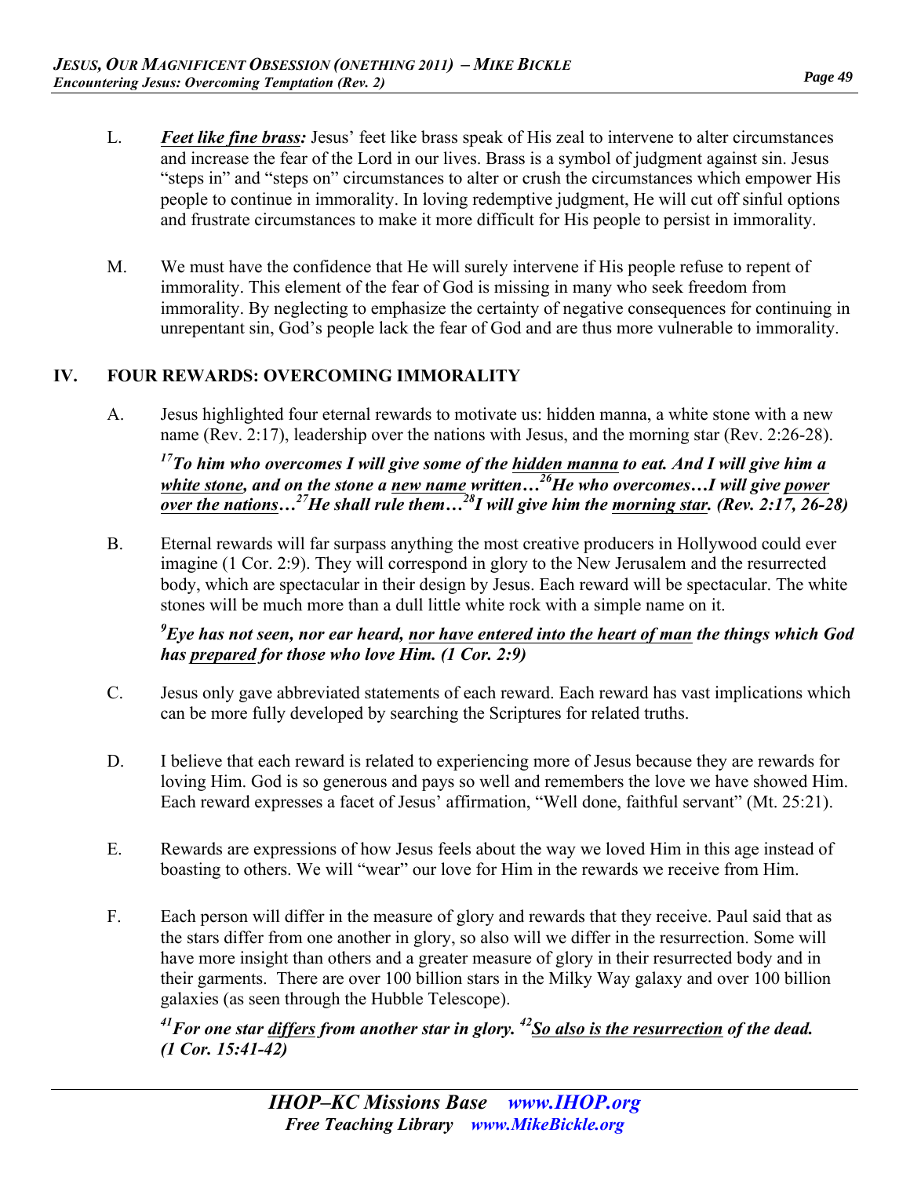L. ***Feet like fine brass:*** Jesus' feet like brass speak of His zeal to intervene to alter circumstances and increase the fear of the Lord in our lives. Brass is a symbol of judgment against sin. Jesus "steps in" and "steps on" circumstances to alter or crush the circumstances which empower His people to continue in immorality. In loving redemptive judgment, He will cut off sinful options and frustrate circumstances to make it more difficult for His people to persist in immorality.

M. We must have the confidence that He will surely intervene if His people refuse to repent of immorality. This element of the fear of God is missing in many who seek freedom from immorality. By neglecting to emphasize the certainty of negative consequences for continuing in unrepentant sin, God's people lack the fear of God and are thus more vulnerable to immorality.

## IV. FOUR REWARDS: OVERCOMING IMMORALITY

A. Jesus highlighted four eternal rewards to motivate us: hidden manna, a white stone with a new name (Rev. 2:17), leadership over the nations with Jesus, and the morning star (Rev. 2:26-28).

***[17]To him who overcomes I will give some of the <u>hidden manna</u> to eat. And I will give him a <u>white stone</u>, and on the stone a <u>new name</u> written…[26]He who overcomes…I will give <u>power over the nations</u>…[27]He shall rule them…[28]I will give him the <u>morning star</u>. (Rev. 2:17, 26-28)***

B. Eternal rewards will far surpass anything the most creative producers in Hollywood could ever imagine (1 Cor. 2:9). They will correspond in glory to the New Jerusalem and the resurrected body, which are spectacular in their design by Jesus. Each reward will be spectacular. The white stones will be much more than a dull little white rock with a simple name on it.

***[9]Eye has not seen, nor ear heard, <u>nor have entered into the heart of man</u> the things which God has <u>prepared</u> for those who love Him. (1 Cor. 2:9)***

C. Jesus only gave abbreviated statements of each reward. Each reward has vast implications which can be more fully developed by searching the Scriptures for related truths.

D. I believe that each reward is related to experiencing more of Jesus because they are rewards for loving Him. God is so generous and pays so well and remembers the love we have showed Him. Each reward expresses a facet of Jesus' affirmation, "Well done, faithful servant" (Mt. 25:21).

E. Rewards are expressions of how Jesus feels about the way we loved Him in this age instead of boasting to others. We will "wear" our love for Him in the rewards we receive from Him.

F. Each person will differ in the measure of glory and rewards that they receive. Paul said that as the stars differ from one another in glory, so also will we differ in the resurrection. Some will have more insight than others and a greater measure of glory in their resurrected body and in their garments. There are over 100 billion stars in the Milky Way galaxy and over 100 billion galaxies (as seen through the Hubble Telescope).

***[41]For one star <u>differs</u> from another star in glory. [42]<u>So also is the resurrection</u> of the dead. (1 Cor. 15:41-42)***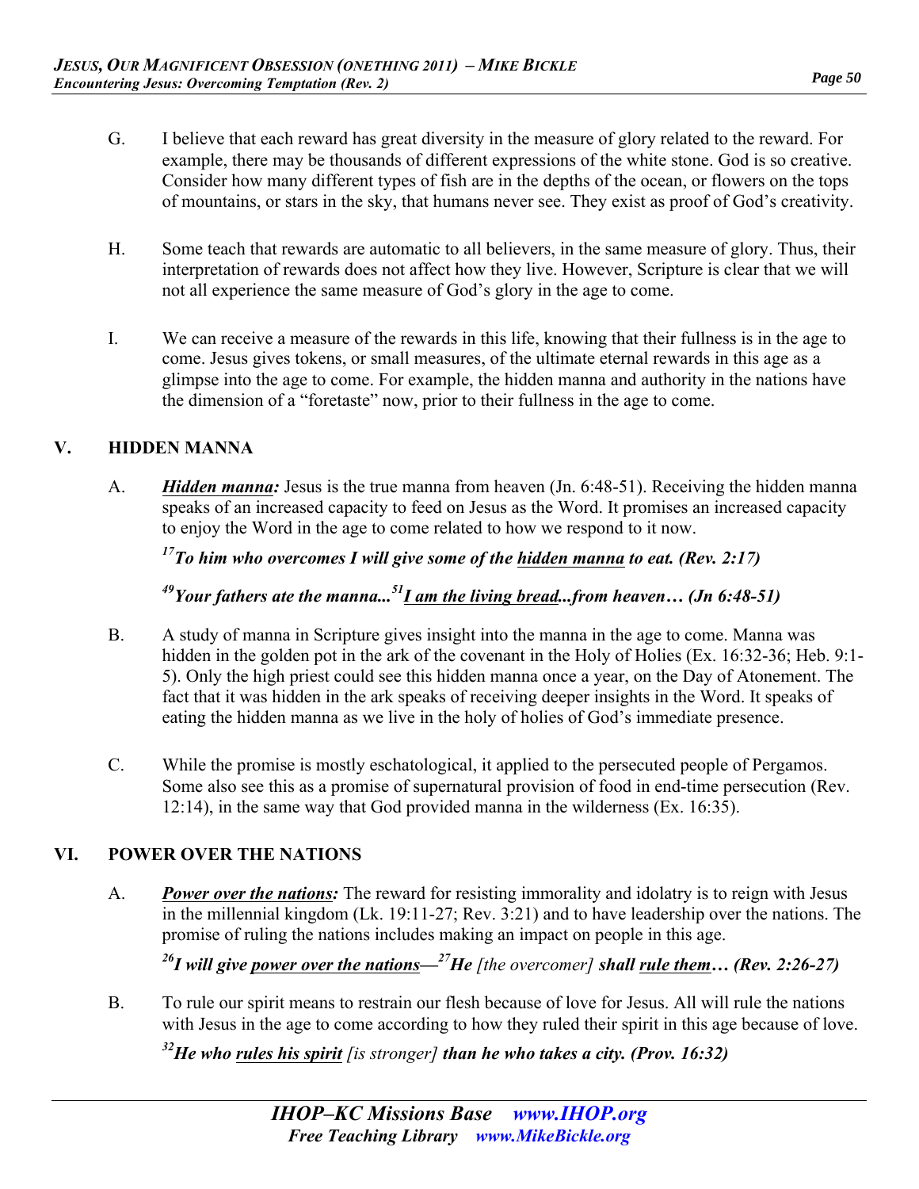G. I believe that each reward has great diversity in the measure of glory related to the reward. For example, there may be thousands of different expressions of the white stone. God is so creative. Consider how many different types of fish are in the depths of the ocean, or flowers on the tops of mountains, or stars in the sky, that humans never see. They exist as proof of God's creativity.

H. Some teach that rewards are automatic to all believers, in the same measure of glory. Thus, their interpretation of rewards does not affect how they live. However, Scripture is clear that we will not all experience the same measure of God's glory in the age to come.

I. We can receive a measure of the rewards in this life, knowing that their fullness is in the age to come. Jesus gives tokens, or small measures, of the ultimate eternal rewards in this age as a glimpse into the age to come. For example, the hidden manna and authority in the nations have the dimension of a "foretaste" now, prior to their fullness in the age to come.

## V. HIDDEN MANNA

A. ***<u>Hidden manna</u>:*** Jesus is the true manna from heaven (Jn. 6:48-51). Receiving the hidden manna speaks of an increased capacity to feed on Jesus as the Word. It promises an increased capacity to enjoy the Word in the age to come related to how we respond to it now.

***[17]To him who overcomes I will give some of the <u>hidden manna</u> to eat. (Rev. 2:17)***

***[49]Your fathers ate the manna...[51]<u>I am the living bread</u>...from heaven… (Jn 6:48-51)***

B. A study of manna in Scripture gives insight into the manna in the age to come. Manna was hidden in the golden pot in the ark of the covenant in the Holy of Holies (Ex. 16:32-36; Heb. 9:1-5). Only the high priest could see this hidden manna once a year, on the Day of Atonement. The fact that it was hidden in the ark speaks of receiving deeper insights in the Word. It speaks of eating the hidden manna as we live in the holy of holies of God's immediate presence.

C. While the promise is mostly eschatological, it applied to the persecuted people of Pergamos. Some also see this as a promise of supernatural provision of food in end-time persecution (Rev. 12:14), in the same way that God provided manna in the wilderness (Ex. 16:35).

## VI. POWER OVER THE NATIONS

A. ***<u>Power over the nations</u>:*** The reward for resisting immorality and idolatry is to reign with Jesus in the millennial kingdom (Lk. 19:11-27; Rev. 3:21) and to have leadership over the nations. The promise of ruling the nations includes making an impact on people in this age.

***[26]I will give <u>power over the nations</u>—[27]He** [the overcomer] **shall <u>rule them</u>… (Rev. 2:26-27)***

B. To rule our spirit means to restrain our flesh because of love for Jesus. All will rule the nations with Jesus in the age to come according to how they ruled their spirit in this age because of love.

***[32]He who <u>rules his spirit</u>** [is stronger] **than he who takes a city. (Prov. 16:32)***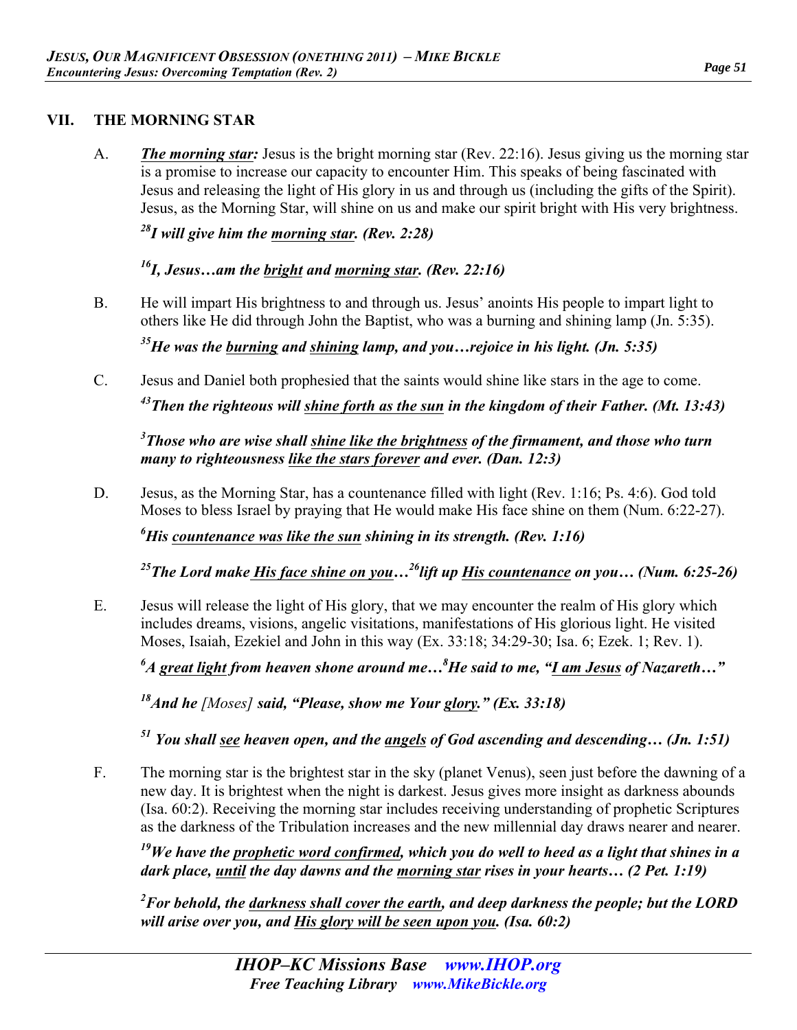## VII. THE MORNING STAR

A. ***The morning star:*** Jesus is the bright morning star (Rev. 22:16). Jesus giving us the morning star is a promise to increase our capacity to encounter Him. This speaks of being fascinated with Jesus and releasing the light of His glory in us and through us (including the gifts of the Spirit). Jesus, as the Morning Star, will shine on us and make our spirit bright with His very brightness.

***[28]I will give him the morning star. (Rev. 2:28)***

***[16]I, Jesus…am the bright and morning star. (Rev. 22:16)***

B. He will impart His brightness to and through us. Jesus' anoints His people to impart light to others like He did through John the Baptist, who was a burning and shining lamp (Jn. 5:35).

***[35]He was the burning and shining lamp, and you…rejoice in his light. (Jn. 5:35)***

C. Jesus and Daniel both prophesied that the saints would shine like stars in the age to come.

***[43]Then the righteous will shine forth as the sun in the kingdom of their Father. (Mt. 13:43)***

***[3]Those who are wise shall shine like the brightness of the firmament, and those who turn many to righteousness like the stars forever and ever. (Dan. 12:3)***

D. Jesus, as the Morning Star, has a countenance filled with light (Rev. 1:16; Ps. 4:6). God told Moses to bless Israel by praying that He would make His face shine on them (Num. 6:22-27).

***[6]His countenance was like the sun shining in its strength. (Rev. 1:16)***

***[25]The Lord make His face shine on you…[26]lift up His countenance on you… (Num. 6:25-26)***

E. Jesus will release the light of His glory, that we may encounter the realm of His glory which includes dreams, visions, angelic visitations, manifestations of His glorious light. He visited Moses, Isaiah, Ezekiel and John in this way (Ex. 33:18; 34:29-30; Isa. 6; Ezek. 1; Rev. 1).

***[6]A great light from heaven shone around me…[8]He said to me, "I am Jesus of Nazareth…"***

***[18]And he*** *[Moses]* ***said, "Please, show me Your glory." (Ex. 33:18)***

***[51] You shall see heaven open, and the angels of God ascending and descending… (Jn. 1:51)***

F. The morning star is the brightest star in the sky (planet Venus), seen just before the dawning of a new day. It is brightest when the night is darkest. Jesus gives more insight as darkness abounds (Isa. 60:2). Receiving the morning star includes receiving understanding of prophetic Scriptures as the darkness of the Tribulation increases and the new millennial day draws nearer and nearer.

***[19]We have the prophetic word confirmed, which you do well to heed as a light that shines in a dark place, until the day dawns and the morning star rises in your hearts… (2 Pet. 1:19)***

***[2]For behold, the darkness shall cover the earth, and deep darkness the people; but the LORD will arise over you, and His glory will be seen upon you. (Isa. 60:2)***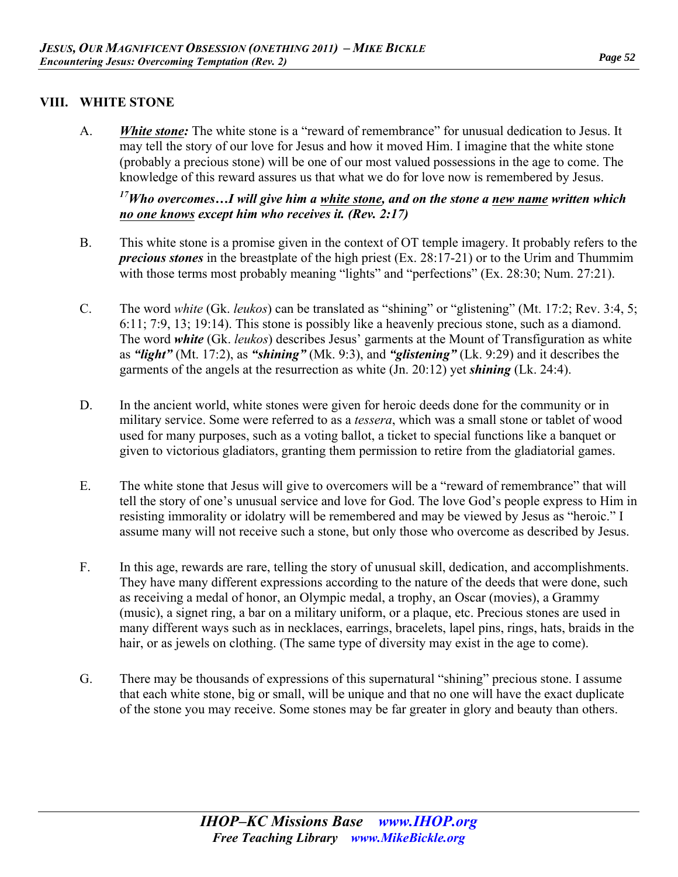## VIII. WHITE STONE

A. ***White stone:*** The white stone is a "reward of remembrance" for unusual dedication to Jesus. It may tell the story of our love for Jesus and how it moved Him. I imagine that the white stone (probably a precious stone) will be one of our most valued possessions in the age to come. The knowledge of this reward assures us that what we do for love now is remembered by Jesus.

***[17]Who overcomes…I will give him a white stone, and on the stone a new name written which no one knows except him who receives it. (Rev. 2:17)***

B. This white stone is a promise given in the context of OT temple imagery. It probably refers to the ***precious stones*** in the breastplate of the high priest (Ex. 28:17-21) or to the Urim and Thummim with those terms most probably meaning "lights" and "perfections" (Ex. 28:30; Num. 27:21).

C. The word *white* (Gk. *leukos*) can be translated as "shining" or "glistening" (Mt. 17:2; Rev. 3:4, 5; 6:11; 7:9, 13; 19:14). This stone is possibly like a heavenly precious stone, such as a diamond. The word ***white*** (Gk. *leukos*) describes Jesus' garments at the Mount of Transfiguration as white as ***"light"*** (Mt. 17:2), as ***"shining"*** (Mk. 9:3), and ***"glistening"*** (Lk. 9:29) and it describes the garments of the angels at the resurrection as white (Jn. 20:12) yet ***shining*** (Lk. 24:4).

D. In the ancient world, white stones were given for heroic deeds done for the community or in military service. Some were referred to as a *tessera*, which was a small stone or tablet of wood used for many purposes, such as a voting ballot, a ticket to special functions like a banquet or given to victorious gladiators, granting them permission to retire from the gladiatorial games.

E. The white stone that Jesus will give to overcomers will be a "reward of remembrance" that will tell the story of one's unusual service and love for God. The love God's people express to Him in resisting immorality or idolatry will be remembered and may be viewed by Jesus as "heroic." I assume many will not receive such a stone, but only those who overcome as described by Jesus.

F. In this age, rewards are rare, telling the story of unusual skill, dedication, and accomplishments. They have many different expressions according to the nature of the deeds that were done, such as receiving a medal of honor, an Olympic medal, a trophy, an Oscar (movies), a Grammy (music), a signet ring, a bar on a military uniform, or a plaque, etc. Precious stones are used in many different ways such as in necklaces, earrings, bracelets, lapel pins, rings, hats, braids in the hair, or as jewels on clothing. (The same type of diversity may exist in the age to come).

G. There may be thousands of expressions of this supernatural "shining" precious stone. I assume that each white stone, big or small, will be unique and that no one will have the exact duplicate of the stone you may receive. Some stones may be far greater in glory and beauty than others.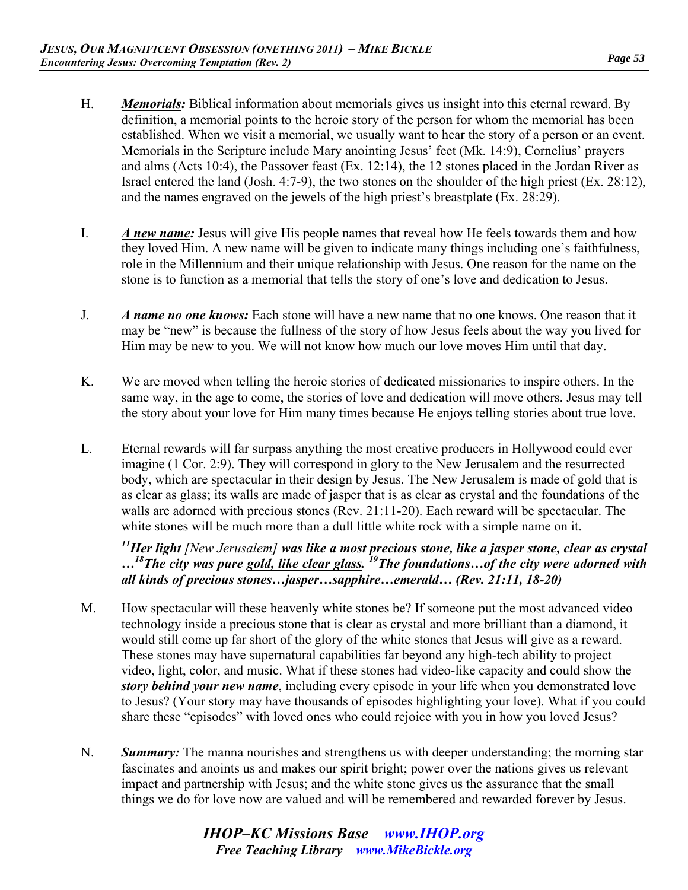H. ***Memorials:*** Biblical information about memorials gives us insight into this eternal reward. By definition, a memorial points to the heroic story of the person for whom the memorial has been established. When we visit a memorial, we usually want to hear the story of a person or an event. Memorials in the Scripture include Mary anointing Jesus' feet (Mk. 14:9), Cornelius' prayers and alms (Acts 10:4), the Passover feast (Ex. 12:14), the 12 stones placed in the Jordan River as Israel entered the land (Josh. 4:7-9), the two stones on the shoulder of the high priest (Ex. 28:12), and the names engraved on the jewels of the high priest's breastplate (Ex. 28:29).

I. ***A new name:*** Jesus will give His people names that reveal how He feels towards them and how they loved Him. A new name will be given to indicate many things including one's faithfulness, role in the Millennium and their unique relationship with Jesus. One reason for the name on the stone is to function as a memorial that tells the story of one's love and dedication to Jesus.

J. ***A name no one knows:*** Each stone will have a new name that no one knows. One reason that it may be "new" is because the fullness of the story of how Jesus feels about the way you lived for Him may be new to you. We will not know how much our love moves Him until that day.

K. We are moved when telling the heroic stories of dedicated missionaries to inspire others. In the same way, in the age to come, the stories of love and dedication will move others. Jesus may tell the story about your love for Him many times because He enjoys telling stories about true love.

L. Eternal rewards will far surpass anything the most creative producers in Hollywood could ever imagine (1 Cor. 2:9). They will correspond in glory to the New Jerusalem and the resurrected body, which are spectacular in their design by Jesus. The New Jerusalem is made of gold that is as clear as glass; its walls are made of jasper that is as clear as crystal and the foundations of the walls are adorned with precious stones (Rev. 21:11-20). Each reward will be spectacular. The white stones will be much more than a dull little white rock with a simple name on it.

> [11]***Her light*** *[New Jerusalem]* ***was like a most precious stone, like a jasper stone, clear as crystal …***[18]***The city was pure gold, like clear glass.*** [19]***The foundations…of the city were adorned with all kinds of precious stones…jasper…sapphire…emerald… (Rev. 21:11, 18-20)***

M. How spectacular will these heavenly white stones be? If someone put the most advanced video technology inside a precious stone that is clear as crystal and more brilliant than a diamond, it would still come up far short of the glory of the white stones that Jesus will give as a reward. These stones may have supernatural capabilities far beyond any high-tech ability to project video, light, color, and music. What if these stones had video-like capacity and could show the ***story behind your new name***, including every episode in your life when you demonstrated love to Jesus? (Your story may have thousands of episodes highlighting your love). What if you could share these "episodes" with loved ones who could rejoice with you in how you loved Jesus?

N. ***Summary:*** The manna nourishes and strengthens us with deeper understanding; the morning star fascinates and anoints us and makes our spirit bright; power over the nations gives us relevant impact and partnership with Jesus; and the white stone gives us the assurance that the small things we do for love now are valued and will be remembered and rewarded forever by Jesus.